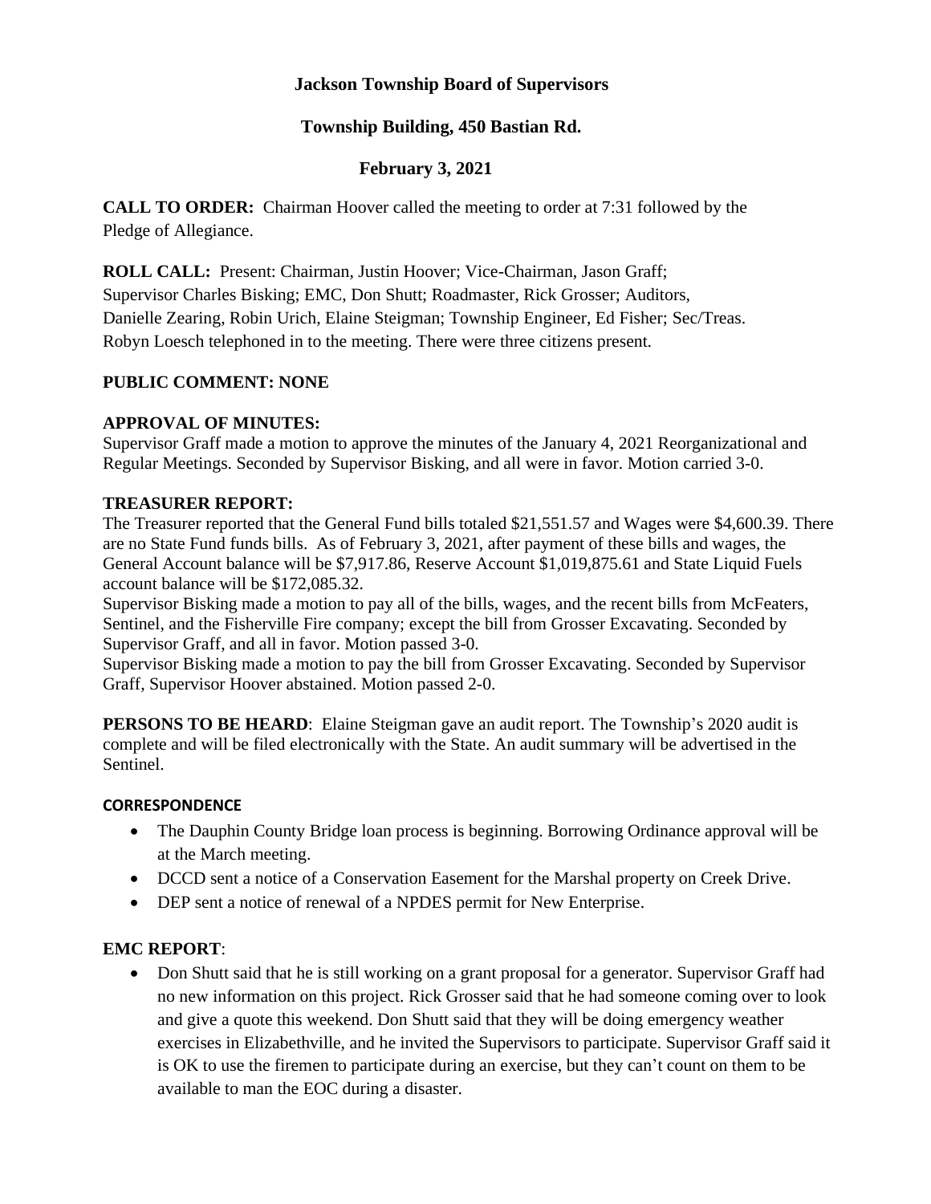# Jackson Township Board of Supervisors

## Township Building, 450 Bastian Rd.

## February 3, 2021

**CALL TO ORDER:** Chairman Hoover called the meeting to order at 7:31 followed by the Pledge of Allegiance.

**ROLL CALL:** Present: Chairman, Justin Hoover; Vice-Chairman, Jason Graff; Supervisor Charles Bisking; EMC, Don Shutt; Roadmaster, Rick Grosser; Auditors, Danielle Zearing, Robin Urich, Elaine Steigman; Township Engineer, Ed Fisher; Sec/Treas. Robyn Loesch telephoned in to the meeting. There were three citizens present.

**PUBLIC COMMENT: NONE**

**APPROVAL OF MINUTES:**
Supervisor Graff made a motion to approve the minutes of the January 4, 2021 Reorganizational and Regular Meetings. Seconded by Supervisor Bisking, and all were in favor. Motion carried 3-0.

**TREASURER REPORT:**
The Treasurer reported that the General Fund bills totaled $21,551.57 and Wages were $4,600.39. There are no State Fund funds bills. As of February 3, 2021, after payment of these bills and wages, the General Account balance will be $7,917.86, Reserve Account $1,019,875.61 and State Liquid Fuels account balance will be $172,085.32.
Supervisor Bisking made a motion to pay all of the bills, wages, and the recent bills from McFeaters, Sentinel, and the Fisherville Fire company; except the bill from Grosser Excavating. Seconded by Supervisor Graff, and all in favor. Motion passed 3-0.
Supervisor Bisking made a motion to pay the bill from Grosser Excavating. Seconded by Supervisor Graff, Supervisor Hoover abstained. Motion passed 2-0.

**PERSONS TO BE HEARD**: Elaine Steigman gave an audit report. The Township's 2020 audit is complete and will be filed electronically with the State. An audit summary will be advertised in the Sentinel.

**CORRESPONDENCE**

- The Dauphin County Bridge loan process is beginning. Borrowing Ordinance approval will be at the March meeting.
- DCCD sent a notice of a Conservation Easement for the Marshal property on Creek Drive.
- DEP sent a notice of renewal of a NPDES permit for New Enterprise.

**EMC REPORT**:

- Don Shutt said that he is still working on a grant proposal for a generator. Supervisor Graff had no new information on this project. Rick Grosser said that he had someone coming over to look and give a quote this weekend. Don Shutt said that they will be doing emergency weather exercises in Elizabethville, and he invited the Supervisors to participate. Supervisor Graff said it is OK to use the firemen to participate during an exercise, but they can't count on them to be available to man the EOC during a disaster.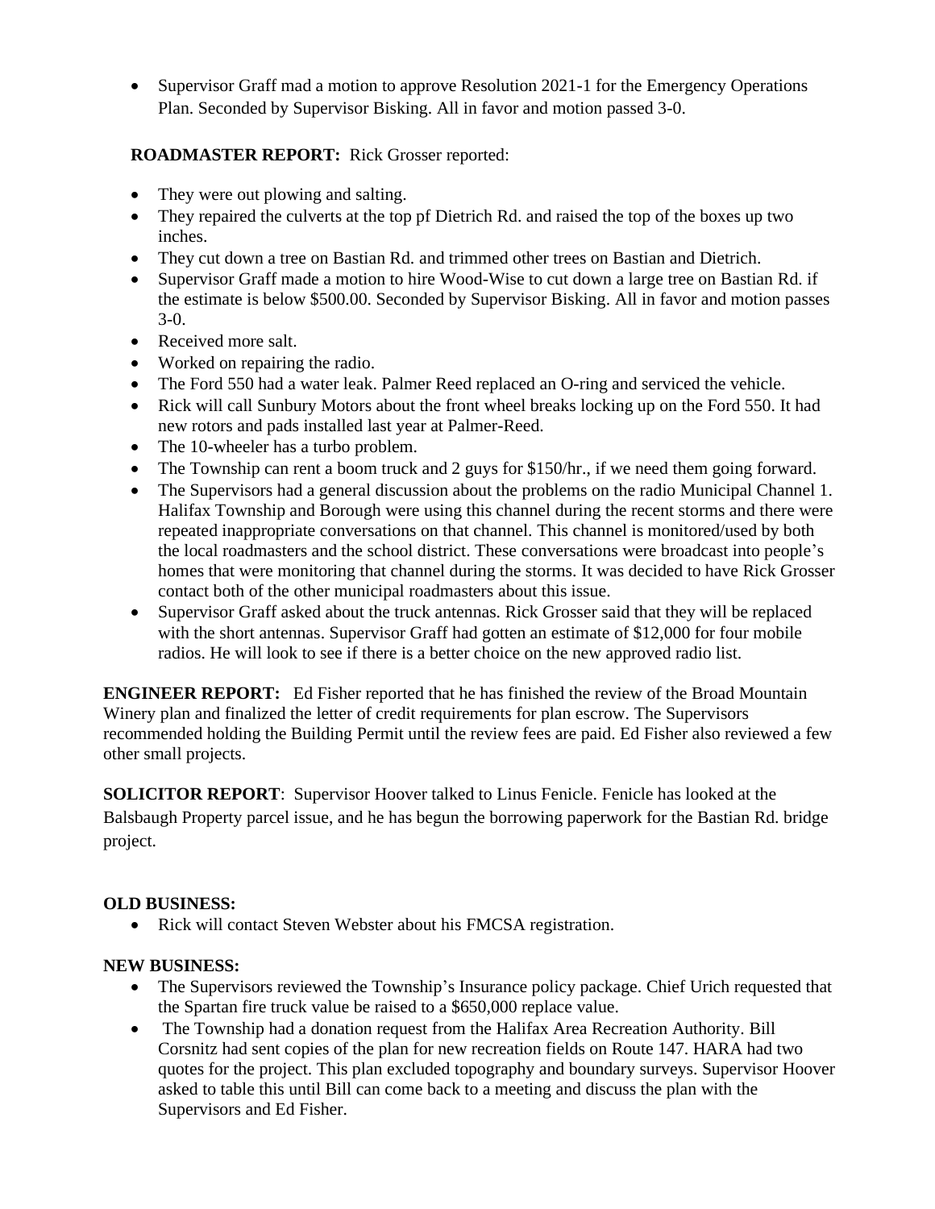- Supervisor Graff mad a motion to approve Resolution 2021-1 for the Emergency Operations Plan. Seconded by Supervisor Bisking. All in favor and motion passed 3-0.

**ROADMASTER REPORT:** Rick Grosser reported:

- They were out plowing and salting.
- They repaired the culverts at the top pf Dietrich Rd. and raised the top of the boxes up two inches.
- They cut down a tree on Bastian Rd. and trimmed other trees on Bastian and Dietrich.
- Supervisor Graff made a motion to hire Wood-Wise to cut down a large tree on Bastian Rd. if the estimate is below $500.00. Seconded by Supervisor Bisking. All in favor and motion passes 3-0.
- Received more salt.
- Worked on repairing the radio.
- The Ford 550 had a water leak. Palmer Reed replaced an O-ring and serviced the vehicle.
- Rick will call Sunbury Motors about the front wheel breaks locking up on the Ford 550. It had new rotors and pads installed last year at Palmer-Reed.
- The 10-wheeler has a turbo problem.
- The Township can rent a boom truck and 2 guys for $150/hr., if we need them going forward.
- The Supervisors had a general discussion about the problems on the radio Municipal Channel 1. Halifax Township and Borough were using this channel during the recent storms and there were repeated inappropriate conversations on that channel. This channel is monitored/used by both the local roadmasters and the school district. These conversations were broadcast into people's homes that were monitoring that channel during the storms. It was decided to have Rick Grosser contact both of the other municipal roadmasters about this issue.
- Supervisor Graff asked about the truck antennas. Rick Grosser said that they will be replaced with the short antennas. Supervisor Graff had gotten an estimate of $12,000 for four mobile radios. He will look to see if there is a better choice on the new approved radio list.

**ENGINEER REPORT:** Ed Fisher reported that he has finished the review of the Broad Mountain Winery plan and finalized the letter of credit requirements for plan escrow. The Supervisors recommended holding the Building Permit until the review fees are paid. Ed Fisher also reviewed a few other small projects.

**SOLICITOR REPORT**: Supervisor Hoover talked to Linus Fenicle. Fenicle has looked at the Balsbaugh Property parcel issue, and he has begun the borrowing paperwork for the Bastian Rd. bridge project.

**OLD BUSINESS:**

- Rick will contact Steven Webster about his FMCSA registration.

**NEW BUSINESS:**

- The Supervisors reviewed the Township's Insurance policy package. Chief Urich requested that the Spartan fire truck value be raised to a $650,000 replace value.
- The Township had a donation request from the Halifax Area Recreation Authority. Bill Corsnitz had sent copies of the plan for new recreation fields on Route 147. HARA had two quotes for the project. This plan excluded topography and boundary surveys. Supervisor Hoover asked to table this until Bill can come back to a meeting and discuss the plan with the Supervisors and Ed Fisher.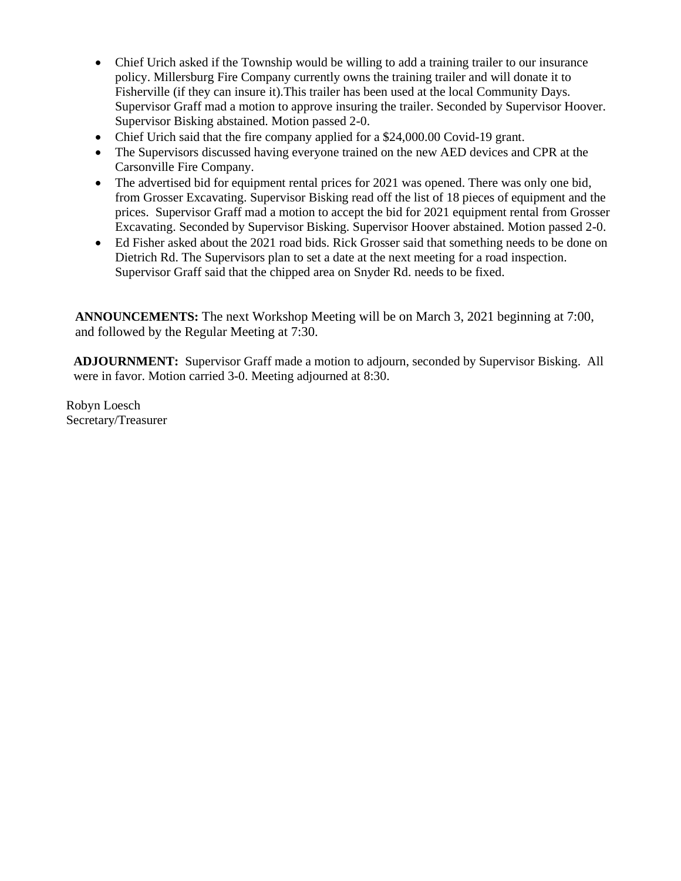- Chief Urich asked if the Township would be willing to add a training trailer to our insurance policy. Millersburg Fire Company currently owns the training trailer and will donate it to Fisherville (if they can insure it).This trailer has been used at the local Community Days. Supervisor Graff mad a motion to approve insuring the trailer. Seconded by Supervisor Hoover. Supervisor Bisking abstained. Motion passed 2-0.
- Chief Urich said that the fire company applied for a $24,000.00 Covid-19 grant.
- The Supervisors discussed having everyone trained on the new AED devices and CPR at the Carsonville Fire Company.
- The advertised bid for equipment rental prices for 2021 was opened. There was only one bid, from Grosser Excavating. Supervisor Bisking read off the list of 18 pieces of equipment and the prices. Supervisor Graff mad a motion to accept the bid for 2021 equipment rental from Grosser Excavating. Seconded by Supervisor Bisking. Supervisor Hoover abstained. Motion passed 2-0.
- Ed Fisher asked about the 2021 road bids. Rick Grosser said that something needs to be done on Dietrich Rd. The Supervisors plan to set a date at the next meeting for a road inspection. Supervisor Graff said that the chipped area on Snyder Rd. needs to be fixed.

**ANNOUNCEMENTS:** The next Workshop Meeting will be on March 3, 2021 beginning at 7:00, and followed by the Regular Meeting at 7:30.

**ADJOURNMENT:** Supervisor Graff made a motion to adjourn, seconded by Supervisor Bisking. All were in favor. Motion carried 3-0. Meeting adjourned at 8:30.

Robyn Loesch
Secretary/Treasurer